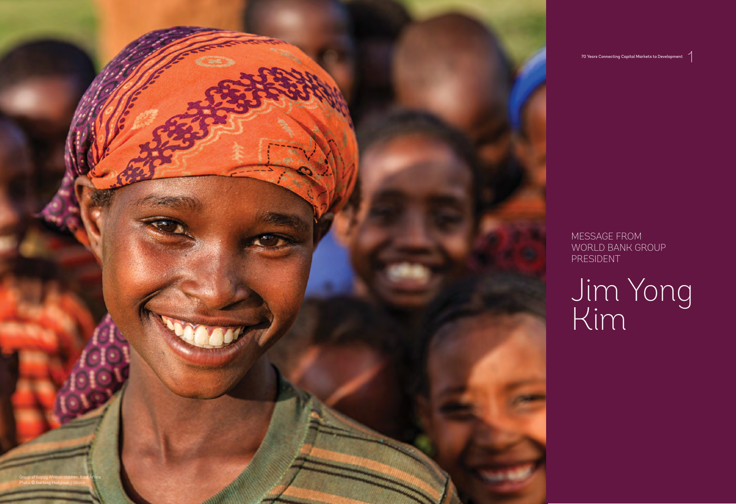MESSAGE FROM WORLD BANK GROUP PRESIDENT

# Jim Yong Kim

Group of happy African children, East Africa
Photo © Bartosz Hadyniak / iStock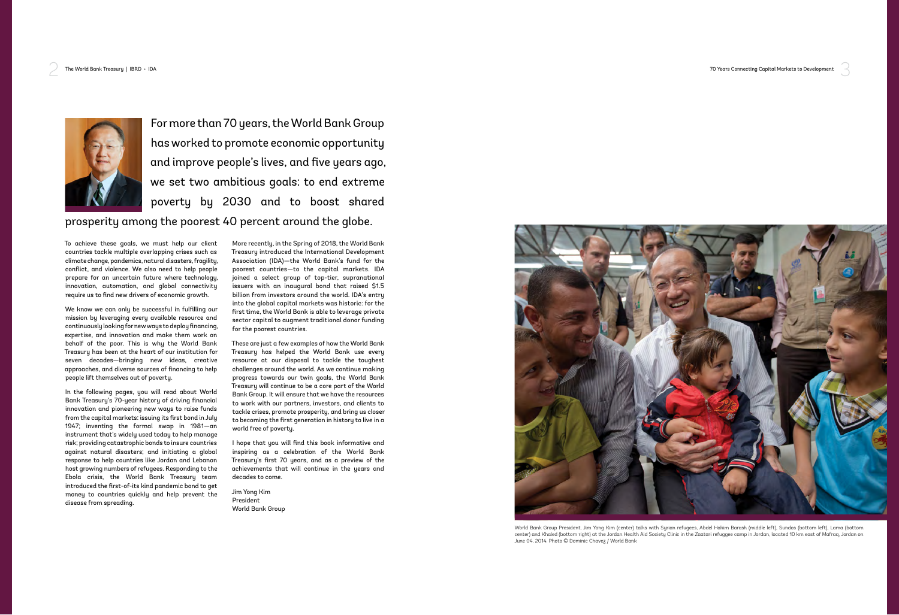For more than 70 years, the World Bank Group has worked to promote economic opportunity and improve people's lives, and five years ago, we set two ambitious goals: to end extreme poverty by 2030 and to boost shared prosperity among the poorest 40 percent around the globe.

To achieve these goals, we must help our client countries tackle multiple overlapping crises such as climate change, pandemics, natural disasters, fragility, conflict, and violence. We also need to help people prepare for an uncertain future where technology, innovation, automation, and global connectivity require us to find new drivers of economic growth.

We know we can only be successful in fulfilling our mission by leveraging every available resource and continuously looking for new ways to deploy financing, expertise, and innovation and make them work on behalf of the poor. This is why the World Bank Treasury has been at the heart of our institution for seven decades—bringing new ideas, creative approaches, and diverse sources of financing to help people lift themselves out of poverty.

In the following pages, you will read about World Bank Treasury's 70-year history of driving financial innovation and pioneering new ways to raise funds from the capital markets: issuing its first bond in July 1947; inventing the formal swap in 1981—an instrument that's widely used today to help manage risk; providing catastrophic bonds to insure countries against natural disasters; and initiating a global response to help countries like Jordan and Lebanon host growing numbers of refugees. Responding to the Ebola crisis, the World Bank Treasury team introduced the first-of-its kind pandemic bond to get money to countries quickly and help prevent the disease from spreading.

More recently, in the Spring of 2018, the World Bank Treasury introduced the International Development Association (IDA)—the World Bank's fund for the poorest countries—to the capital markets. IDA joined a select group of top-tier, supranational issuers with an inaugural bond that raised $1.5 billion from investors around the world. IDA's entry into the global capital markets was historic: for the first time, the World Bank is able to leverage private sector capital to augment traditional donor funding for the poorest countries.

These are just a few examples of how the World Bank Treasury has helped the World Bank use every resource at our disposal to tackle the toughest challenges around the world. As we continue making progress towards our twin goals, the World Bank Treasury will continue to be a core part of the World Bank Group. It will ensure that we have the resources to work with our partners, investors, and clients to tackle crises, promote prosperity, and bring us closer to becoming the first generation in history to live in a world free of poverty.

I hope that you will find this book informative and inspiring as a celebration of the World Bank Treasury's first 70 years, and as a preview of the achievements that will continue in the years and decades to come.

Jim Yong Kim
President
World Bank Group

World Bank Group President, Jim Yong Kim (center) talks with Syrian refugees. Abdel Hakim Barash (middle left), Sundos (bottom left), Lama (bottom center) and Khaled (bottom right) at the Jordan Health Aid Society Clinic in the Zaatari refugee camp in Jordan, located 10 km east of Mafraq, Jordan on June 04, 2014. Photo © Dominic Chavez / World Bank